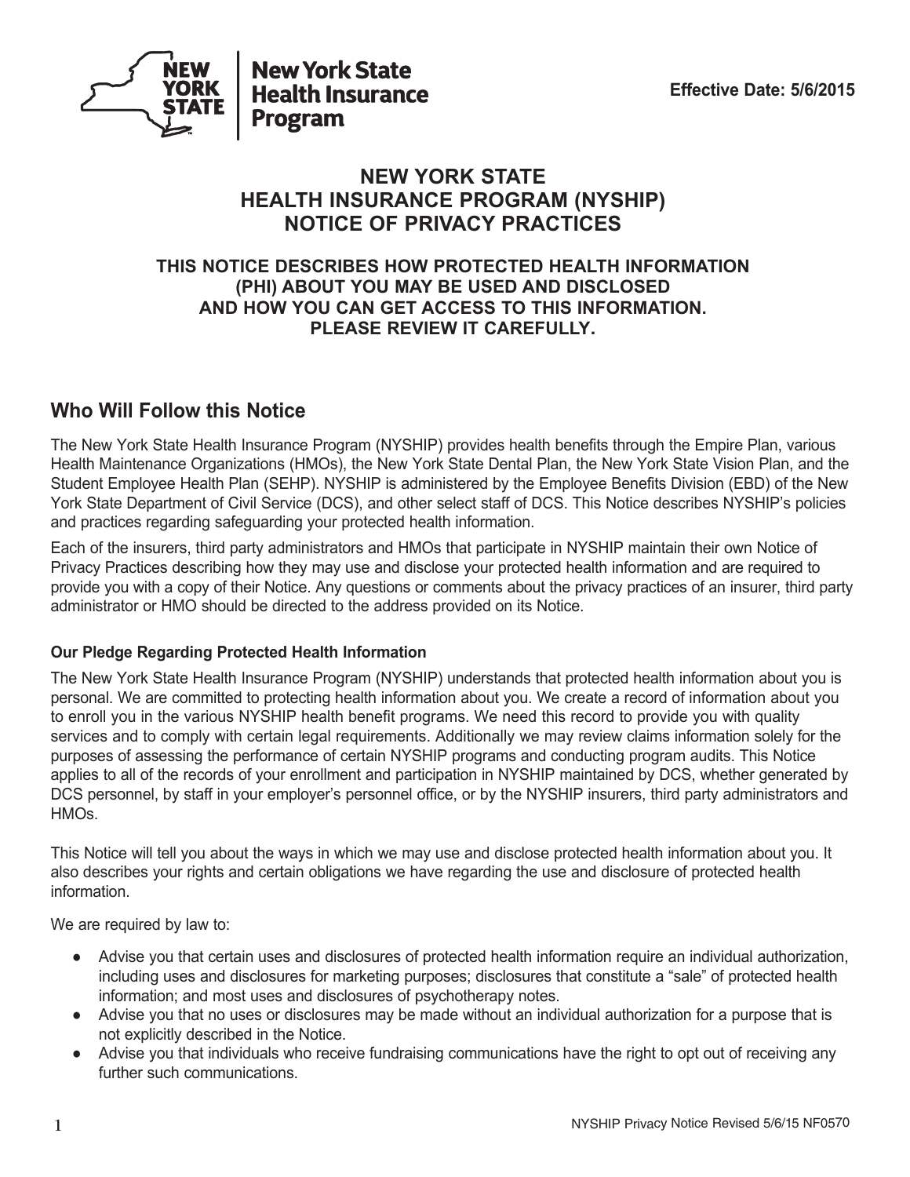New York State Health Insurance Program

Effective Date: 5/6/2015

# NEW YORK STATE HEALTH INSURANCE PROGRAM (NYSHIP) NOTICE OF PRIVACY PRACTICES

### THIS NOTICE DESCRIBES HOW PROTECTED HEALTH INFORMATION (PHI) ABOUT YOU MAY BE USED AND DISCLOSED AND HOW YOU CAN GET ACCESS TO THIS INFORMATION. PLEASE REVIEW IT CAREFULLY.

## Who Will Follow this Notice

The New York State Health Insurance Program (NYSHIP) provides health benefits through the Empire Plan, various Health Maintenance Organizations (HMOs), the New York State Dental Plan, the New York State Vision Plan, and the Student Employee Health Plan (SEHP). NYSHIP is administered by the Employee Benefits Division (EBD) of the New York State Department of Civil Service (DCS), and other select staff of DCS. This Notice describes NYSHIP's policies and practices regarding safeguarding your protected health information.

Each of the insurers, third party administrators and HMOs that participate in NYSHIP maintain their own Notice of Privacy Practices describing how they may use and disclose your protected health information and are required to provide you with a copy of their Notice. Any questions or comments about the privacy practices of an insurer, third party administrator or HMO should be directed to the address provided on its Notice.

### Our Pledge Regarding Protected Health Information

The New York State Health Insurance Program (NYSHIP) understands that protected health information about you is personal. We are committed to protecting health information about you. We create a record of information about you to enroll you in the various NYSHIP health benefit programs. We need this record to provide you with quality services and to comply with certain legal requirements. Additionally we may review claims information solely for the purposes of assessing the performance of certain NYSHIP programs and conducting program audits. This Notice applies to all of the records of your enrollment and participation in NYSHIP maintained by DCS, whether generated by DCS personnel, by staff in your employer's personnel office, or by the NYSHIP insurers, third party administrators and HMOs.

This Notice will tell you about the ways in which we may use and disclose protected health information about you. It also describes your rights and certain obligations we have regarding the use and disclosure of protected health information.

We are required by law to:

- Advise you that certain uses and disclosures of protected health information require an individual authorization, including uses and disclosures for marketing purposes; disclosures that constitute a "sale" of protected health information; and most uses and disclosures of psychotherapy notes.
- Advise you that no uses or disclosures may be made without an individual authorization for a purpose that is not explicitly described in the Notice.
- Advise you that individuals who receive fundraising communications have the right to opt out of receiving any further such communications.

NYSHIP Privacy Notice Revised 5/6/15 NF0570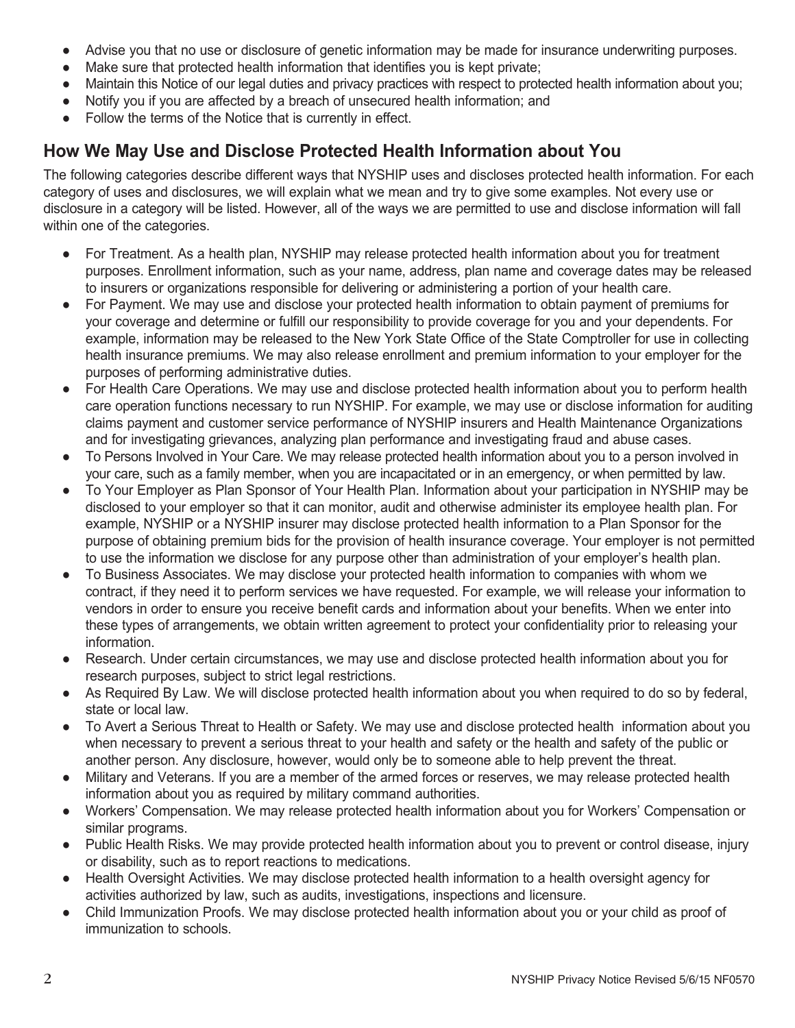- Advise you that no use or disclosure of genetic information may be made for insurance underwriting purposes.
- Make sure that protected health information that identifies you is kept private;
- Maintain this Notice of our legal duties and privacy practices with respect to protected health information about you;
- Notify you if you are affected by a breach of unsecured health information; and
- Follow the terms of the Notice that is currently in effect.

## How We May Use and Disclose Protected Health Information about You

The following categories describe different ways that NYSHIP uses and discloses protected health information. For each category of uses and disclosures, we will explain what we mean and try to give some examples. Not every use or disclosure in a category will be listed. However, all of the ways we are permitted to use and disclose information will fall within one of the categories.

- For Treatment. As a health plan, NYSHIP may release protected health information about you for treatment purposes. Enrollment information, such as your name, address, plan name and coverage dates may be released to insurers or organizations responsible for delivering or administering a portion of your health care.
- For Payment. We may use and disclose your protected health information to obtain payment of premiums for your coverage and determine or fulfill our responsibility to provide coverage for you and your dependents. For example, information may be released to the New York State Office of the State Comptroller for use in collecting health insurance premiums. We may also release enrollment and premium information to your employer for the purposes of performing administrative duties.
- For Health Care Operations. We may use and disclose protected health information about you to perform health care operation functions necessary to run NYSHIP. For example, we may use or disclose information for auditing claims payment and customer service performance of NYSHIP insurers and Health Maintenance Organizations and for investigating grievances, analyzing plan performance and investigating fraud and abuse cases.
- To Persons Involved in Your Care. We may release protected health information about you to a person involved in your care, such as a family member, when you are incapacitated or in an emergency, or when permitted by law.
- To Your Employer as Plan Sponsor of Your Health Plan. Information about your participation in NYSHIP may be disclosed to your employer so that it can monitor, audit and otherwise administer its employee health plan. For example, NYSHIP or a NYSHIP insurer may disclose protected health information to a Plan Sponsor for the purpose of obtaining premium bids for the provision of health insurance coverage. Your employer is not permitted to use the information we disclose for any purpose other than administration of your employer's health plan.
- To Business Associates. We may disclose your protected health information to companies with whom we contract, if they need it to perform services we have requested. For example, we will release your information to vendors in order to ensure you receive benefit cards and information about your benefits. When we enter into these types of arrangements, we obtain written agreement to protect your confidentiality prior to releasing your information.
- Research. Under certain circumstances, we may use and disclose protected health information about you for research purposes, subject to strict legal restrictions.
- As Required By Law. We will disclose protected health information about you when required to do so by federal, state or local law.
- To Avert a Serious Threat to Health or Safety. We may use and disclose protected health information about you when necessary to prevent a serious threat to your health and safety or the health and safety of the public or another person. Any disclosure, however, would only be to someone able to help prevent the threat.
- Military and Veterans. If you are a member of the armed forces or reserves, we may release protected health information about you as required by military command authorities.
- Workers' Compensation. We may release protected health information about you for Workers' Compensation or similar programs.
- Public Health Risks. We may provide protected health information about you to prevent or control disease, injury or disability, such as to report reactions to medications.
- Health Oversight Activities. We may disclose protected health information to a health oversight agency for activities authorized by law, such as audits, investigations, inspections and licensure.
- Child Immunization Proofs. We may disclose protected health information about you or your child as proof of immunization to schools.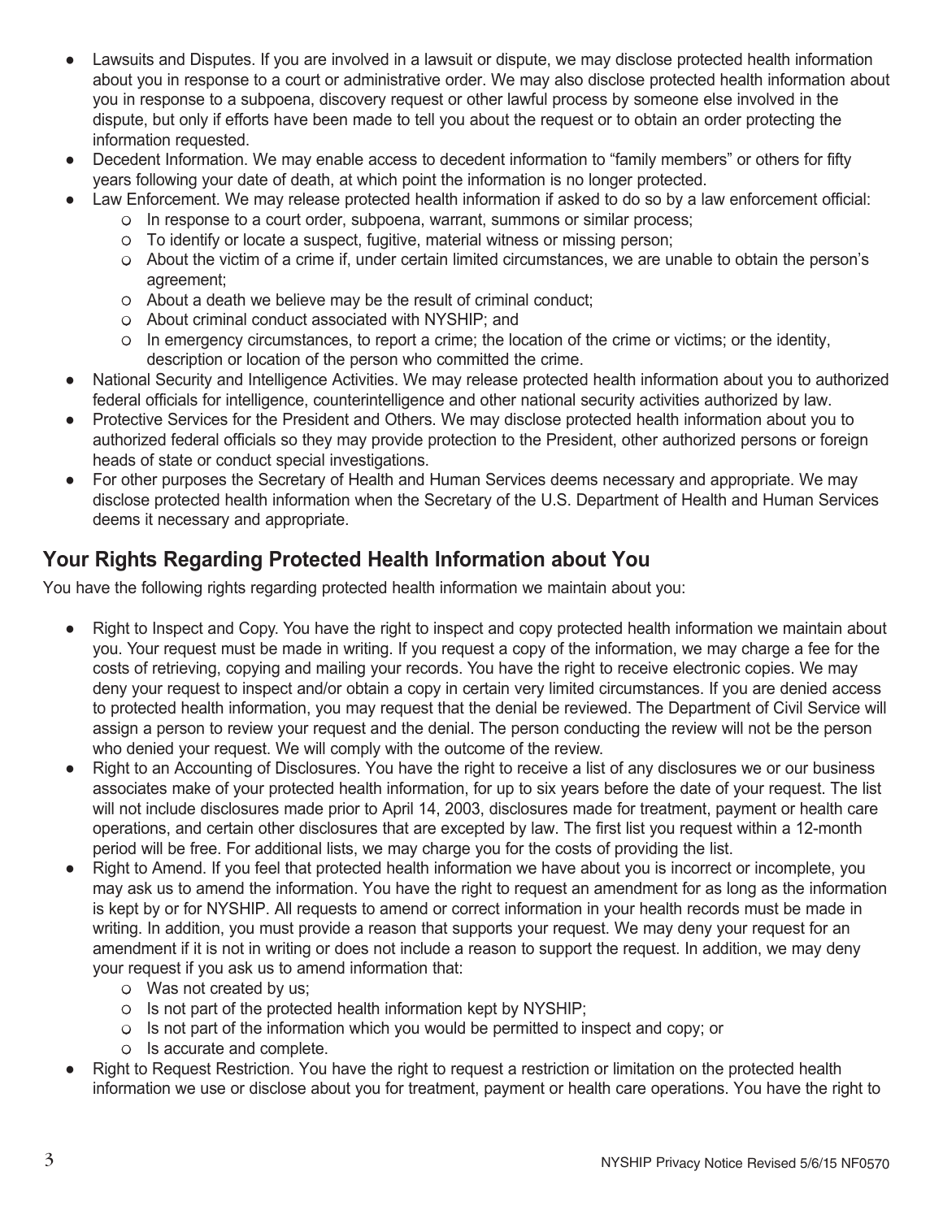- Lawsuits and Disputes. If you are involved in a lawsuit or dispute, we may disclose protected health information about you in response to a court or administrative order. We may also disclose protected health information about you in response to a subpoena, discovery request or other lawful process by someone else involved in the dispute, but only if efforts have been made to tell you about the request or to obtain an order protecting the information requested.
- Decedent Information. We may enable access to decedent information to "family members" or others for fifty years following your date of death, at which point the information is no longer protected.
- Law Enforcement. We may release protected health information if asked to do so by a law enforcement official:
  - In response to a court order, subpoena, warrant, summons or similar process;
  - To identify or locate a suspect, fugitive, material witness or missing person;
  - About the victim of a crime if, under certain limited circumstances, we are unable to obtain the person's agreement;
  - About a death we believe may be the result of criminal conduct;
  - About criminal conduct associated with NYSHIP; and
  - In emergency circumstances, to report a crime; the location of the crime or victims; or the identity, description or location of the person who committed the crime.
- National Security and Intelligence Activities. We may release protected health information about you to authorized federal officials for intelligence, counterintelligence and other national security activities authorized by law.
- Protective Services for the President and Others. We may disclose protected health information about you to authorized federal officials so they may provide protection to the President, other authorized persons or foreign heads of state or conduct special investigations.
- For other purposes the Secretary of Health and Human Services deems necessary and appropriate. We may disclose protected health information when the Secretary of the U.S. Department of Health and Human Services deems it necessary and appropriate.

## Your Rights Regarding Protected Health Information about You

You have the following rights regarding protected health information we maintain about you:

- Right to Inspect and Copy. You have the right to inspect and copy protected health information we maintain about you. Your request must be made in writing. If you request a copy of the information, we may charge a fee for the costs of retrieving, copying and mailing your records. You have the right to receive electronic copies. We may deny your request to inspect and/or obtain a copy in certain very limited circumstances. If you are denied access to protected health information, you may request that the denial be reviewed. The Department of Civil Service will assign a person to review your request and the denial. The person conducting the review will not be the person who denied your request. We will comply with the outcome of the review.
- Right to an Accounting of Disclosures. You have the right to receive a list of any disclosures we or our business associates make of your protected health information, for up to six years before the date of your request. The list will not include disclosures made prior to April 14, 2003, disclosures made for treatment, payment or health care operations, and certain other disclosures that are excepted by law. The first list you request within a 12-month period will be free. For additional lists, we may charge you for the costs of providing the list.
- Right to Amend. If you feel that protected health information we have about you is incorrect or incomplete, you may ask us to amend the information. You have the right to request an amendment for as long as the information is kept by or for NYSHIP. All requests to amend or correct information in your health records must be made in writing. In addition, you must provide a reason that supports your request. We may deny your request for an amendment if it is not in writing or does not include a reason to support the request. In addition, we may deny your request if you ask us to amend information that:
  - Was not created by us;
  - Is not part of the protected health information kept by NYSHIP;
  - Is not part of the information which you would be permitted to inspect and copy; or
  - Is accurate and complete.
- Right to Request Restriction. You have the right to request a restriction or limitation on the protected health information we use or disclose about you for treatment, payment or health care operations. You have the right to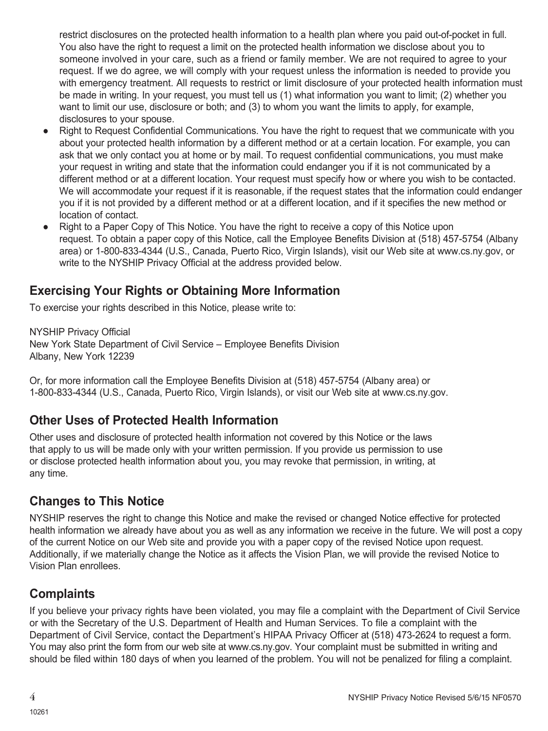restrict disclosures on the protected health information to a health plan where you paid out-of-pocket in full. You also have the right to request a limit on the protected health information we disclose about you to someone involved in your care, such as a friend or family member. We are not required to agree to your request. If we do agree, we will comply with your request unless the information is needed to provide you with emergency treatment. All requests to restrict or limit disclosure of your protected health information must be made in writing. In your request, you must tell us (1) what information you want to limit; (2) whether you want to limit our use, disclosure or both; and (3) to whom you want the limits to apply, for example, disclosures to your spouse.

- Right to Request Confidential Communications. You have the right to request that we communicate with you about your protected health information by a different method or at a certain location. For example, you can ask that we only contact you at home or by mail. To request confidential communications, you must make your request in writing and state that the information could endanger you if it is not communicated by a different method or at a different location. Your request must specify how or where you wish to be contacted. We will accommodate your request if it is reasonable, if the request states that the information could endanger you if it is not provided by a different method or at a different location, and if it specifies the new method or location of contact.
- Right to a Paper Copy of This Notice. You have the right to receive a copy of this Notice upon request. To obtain a paper copy of this Notice, call the Employee Benefits Division at (518) 457-5754 (Albany area) or 1-800-833-4344 (U.S., Canada, Puerto Rico, Virgin Islands), visit our Web site at www.cs.ny.gov, or write to the NYSHIP Privacy Official at the address provided below.

## Exercising Your Rights or Obtaining More Information

To exercise your rights described in this Notice, please write to:

NYSHIP Privacy Official
New York State Department of Civil Service – Employee Benefits Division
Albany, New York 12239

Or, for more information call the Employee Benefits Division at (518) 457-5754 (Albany area) or 1-800-833-4344 (U.S., Canada, Puerto Rico, Virgin Islands), or visit our Web site at www.cs.ny.gov.

## Other Uses of Protected Health Information

Other uses and disclosure of protected health information not covered by this Notice or the laws that apply to us will be made only with your written permission. If you provide us permission to use or disclose protected health information about you, you may revoke that permission, in writing, at any time.

## Changes to This Notice

NYSHIP reserves the right to change this Notice and make the revised or changed Notice effective for protected health information we already have about you as well as any information we receive in the future. We will post a copy of the current Notice on our Web site and provide you with a paper copy of the revised Notice upon request. Additionally, if we materially change the Notice as it affects the Vision Plan, we will provide the revised Notice to Vision Plan enrollees.

## Complaints

If you believe your privacy rights have been violated, you may file a complaint with the Department of Civil Service or with the Secretary of the U.S. Department of Health and Human Services. To file a complaint with the Department of Civil Service, contact the Department's HIPAA Privacy Officer at (518) 473-2624 to request a form. You may also print the form from our web site at www.cs.ny.gov. Your complaint must be submitted in writing and should be filed within 180 days of when you learned of the problem. You will not be penalized for filing a complaint.

NYSHIP Privacy Notice Revised 5/6/15 NF0570

10261